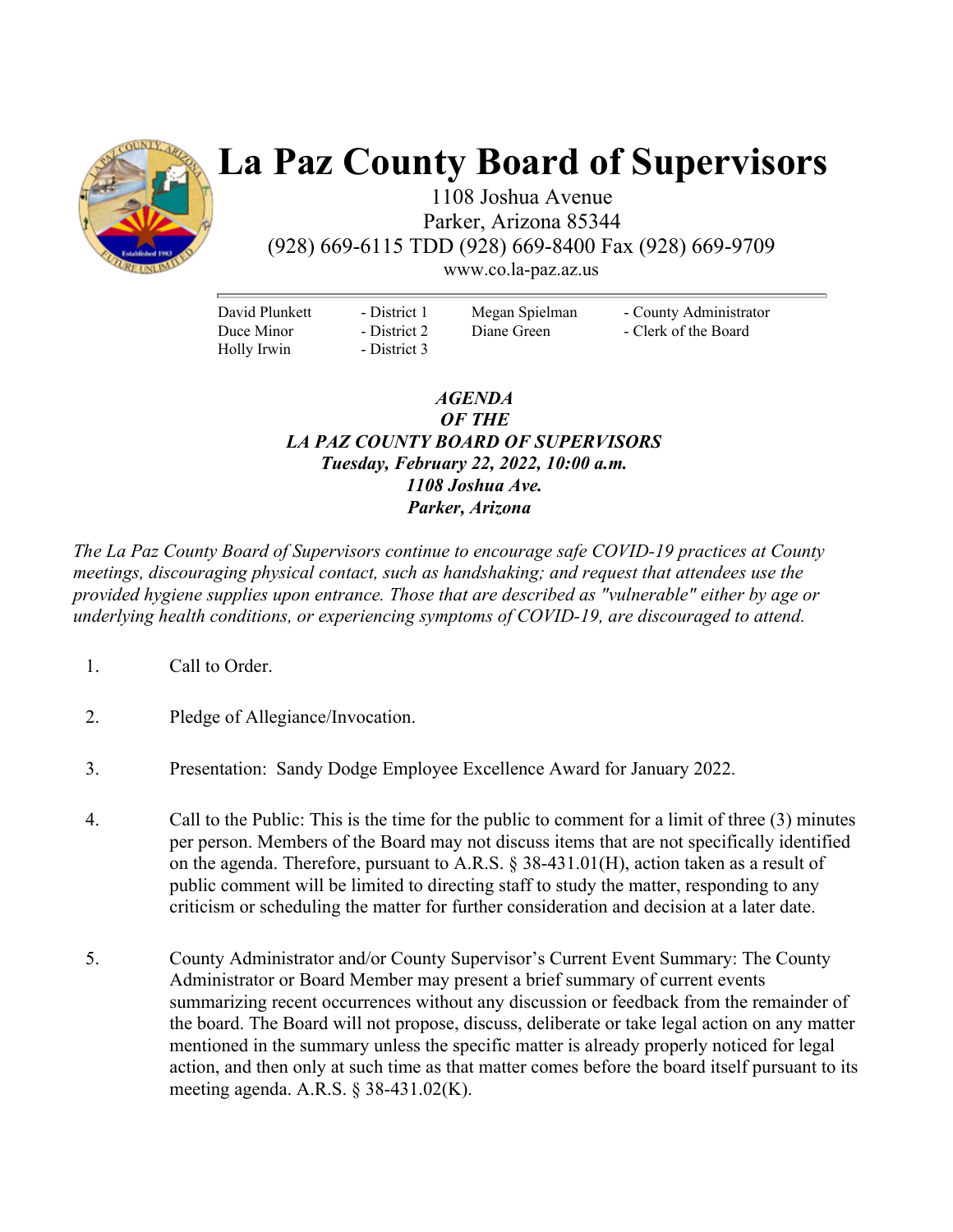# La Paz County Board of Supervisors

1108 Joshua Avenue
Parker, Arizona 85344
(928) 669-6115 TDD (928) 669-8400 Fax (928) 669-9709
www.co.la-paz.az.us

| | | | |
|---|---|---|---|
| David Plunkett | - District 1 | Megan Spielman | - County Administrator |
| Duce Minor | - District 2 | Diane Green | - Clerk of the Board |
| Holly Irwin | - District 3 | | |

***AGENDA***
***OF THE***
***LA PAZ COUNTY BOARD OF SUPERVISORS***
***Tuesday, February 22, 2022, 10:00 a.m.***
***1108 Joshua Ave.***
***Parker, Arizona***

*The La Paz County Board of Supervisors continue to encourage safe COVID-19 practices at County meetings, discouraging physical contact, such as handshaking; and request that attendees use the provided hygiene supplies upon entrance. Those that are described as "vulnerable" either by age or underlying health conditions, or experiencing symptoms of COVID-19, are discouraged to attend.*

1. Call to Order.

2. Pledge of Allegiance/Invocation.

3. Presentation: Sandy Dodge Employee Excellence Award for January 2022.

4. Call to the Public: This is the time for the public to comment for a limit of three (3) minutes per person. Members of the Board may not discuss items that are not specifically identified on the agenda. Therefore, pursuant to A.R.S. § 38-431.01(H), action taken as a result of public comment will be limited to directing staff to study the matter, responding to any criticism or scheduling the matter for further consideration and decision at a later date.

5. County Administrator and/or County Supervisor's Current Event Summary: The County Administrator or Board Member may present a brief summary of current events summarizing recent occurrences without any discussion or feedback from the remainder of the board. The Board will not propose, discuss, deliberate or take legal action on any matter mentioned in the summary unless the specific matter is already properly noticed for legal action, and then only at such time as that matter comes before the board itself pursuant to its meeting agenda. A.R.S. § 38-431.02(K).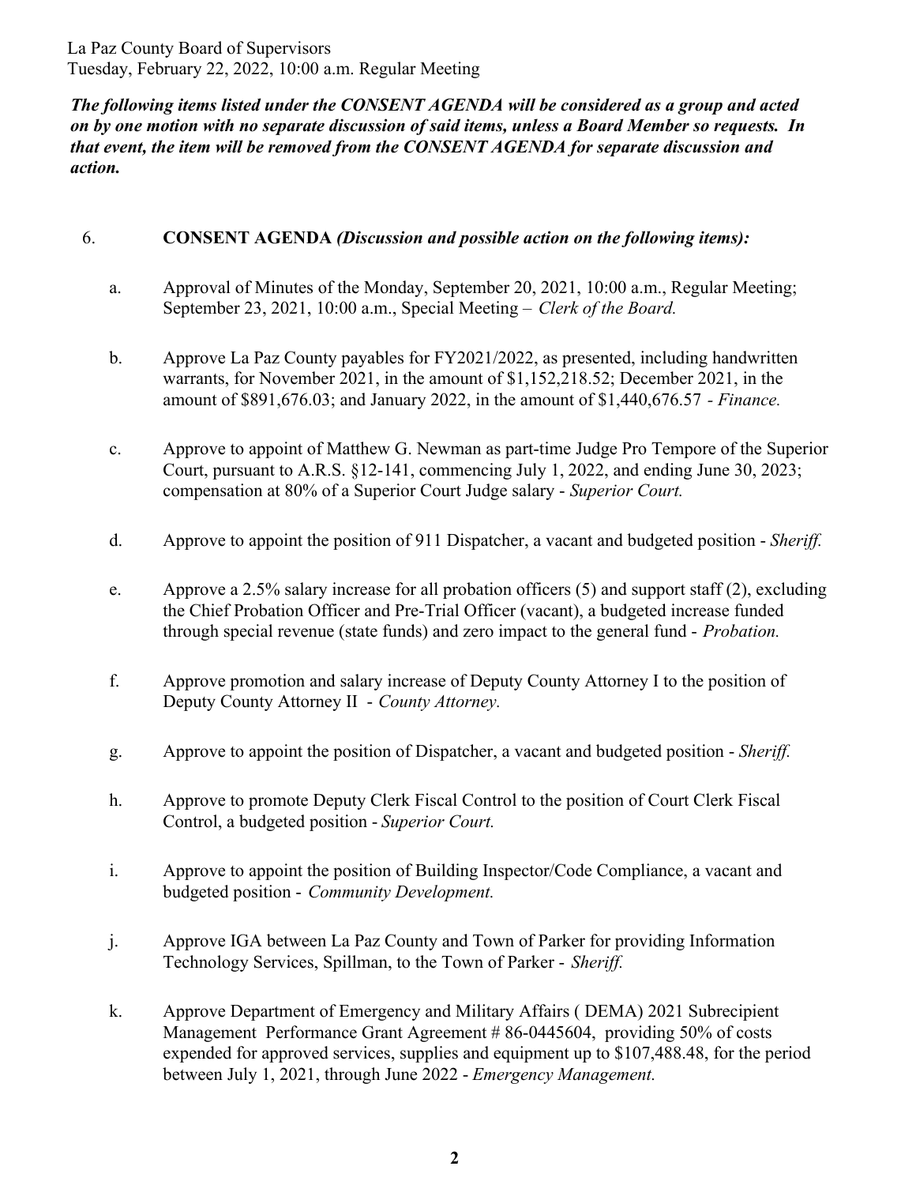La Paz County Board of Supervisors
Tuesday, February 22, 2022, 10:00 a.m. Regular Meeting

***The following items listed under the CONSENT AGENDA will be considered as a group and acted on by one motion with no separate discussion of said items, unless a Board Member so requests. In that event, the item will be removed from the CONSENT AGENDA for separate discussion and action.***

6. **CONSENT AGENDA** ***(Discussion and possible action on the following items):***

   a. Approval of Minutes of the Monday, September 20, 2021, 10:00 a.m., Regular Meeting; September 23, 2021, 10:00 a.m., Special Meeting – *Clerk of the Board.*

   b. Approve La Paz County payables for FY2021/2022, as presented, including handwritten warrants, for November 2021, in the amount of $1,152,218.52; December 2021, in the amount of $891,676.03; and January 2022, in the amount of $1,440,676.57 *- Finance.*

   c. Approve to appoint of Matthew G. Newman as part-time Judge Pro Tempore of the Superior Court, pursuant to A.R.S. §12-141, commencing July 1, 2022, and ending June 30, 2023; compensation at 80% of a Superior Court Judge salary - *Superior Court.*

   d. Approve to appoint the position of 911 Dispatcher, a vacant and budgeted position - *Sheriff.*

   e. Approve a 2.5% salary increase for all probation officers (5) and support staff (2), excluding the Chief Probation Officer and Pre-Trial Officer (vacant), a budgeted increase funded through special revenue (state funds) and zero impact to the general fund - *Probation.*

   f. Approve promotion and salary increase of Deputy County Attorney I to the position of Deputy County Attorney II - *County Attorney.*

   g. Approve to appoint the position of Dispatcher, a vacant and budgeted position - *Sheriff.*

   h. Approve to promote Deputy Clerk Fiscal Control to the position of Court Clerk Fiscal Control, a budgeted position - *Superior Court.*

   i. Approve to appoint the position of Building Inspector/Code Compliance, a vacant and budgeted position - *Community Development.*

   j. Approve IGA between La Paz County and Town of Parker for providing Information Technology Services, Spillman, to the Town of Parker - *Sheriff.*

   k. Approve Department of Emergency and Military Affairs ( DEMA) 2021 Subrecipient Management Performance Grant Agreement # 86-0445604, providing 50% of costs expended for approved services, supplies and equipment up to $107,488.48, for the period between July 1, 2021, through June 2022 - *Emergency Management.*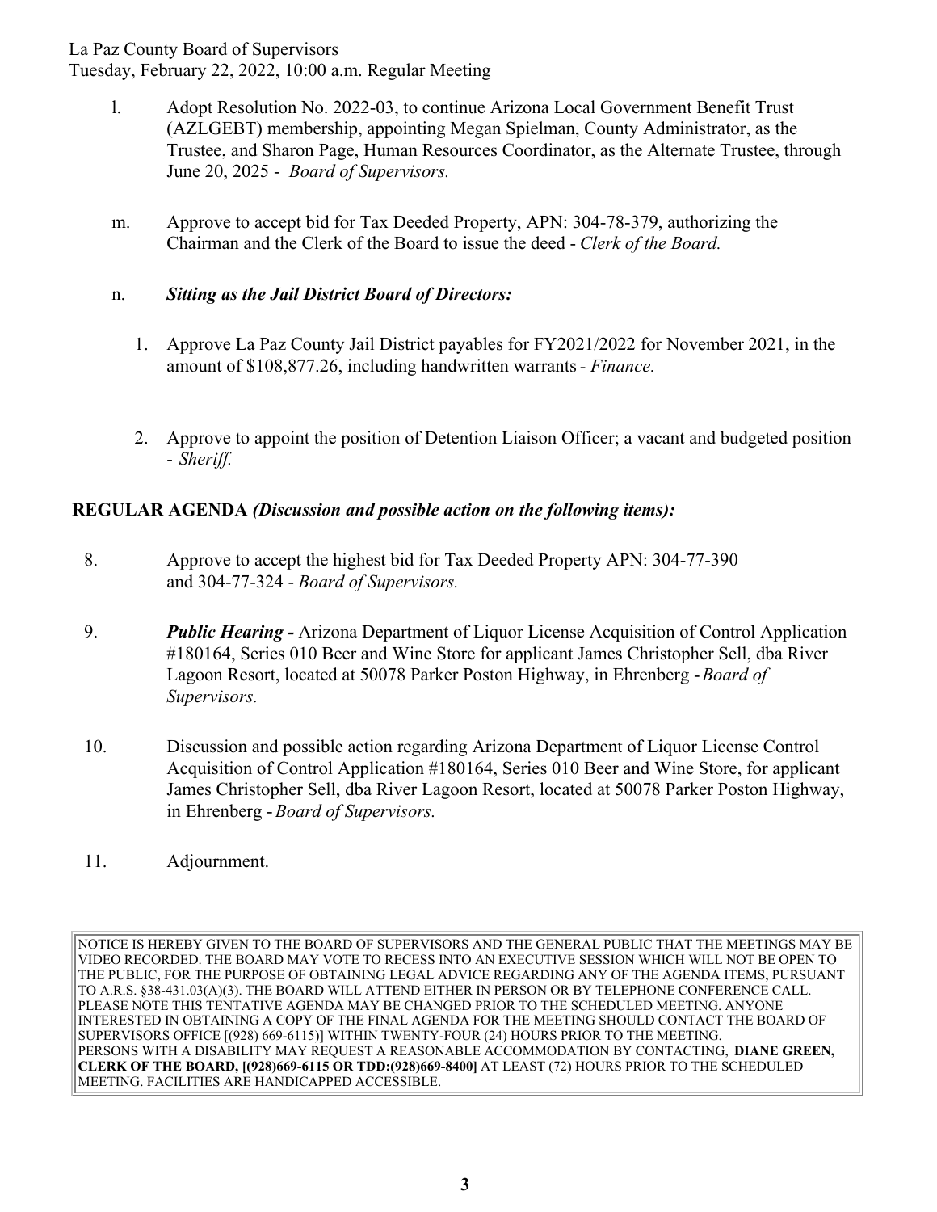l. Adopt Resolution No. 2022-03, to continue Arizona Local Government Benefit Trust (AZLGEBT) membership, appointing Megan Spielman, County Administrator, as the Trustee, and Sharon Page, Human Resources Coordinator, as the Alternate Trustee, through June 20, 2025 - *Board of Supervisors.*

m. Approve to accept bid for Tax Deeded Property, APN: 304-78-379, authorizing the Chairman and the Clerk of the Board to issue the deed - *Clerk of the Board.*

n. ***Sitting as the Jail District Board of Directors:***

1. Approve La Paz County Jail District payables for FY2021/2022 for November 2021, in the amount of $108,877.26, including handwritten warrants - *Finance.*

2. Approve to appoint the position of Detention Liaison Officer; a vacant and budgeted position - *Sheriff.*

**REGULAR AGENDA *(Discussion and possible action on the following items):***

8. Approve to accept the highest bid for Tax Deeded Property APN: 304-77-390 and 304-77-324 - *Board of Supervisors.*

9. ***Public Hearing -*** Arizona Department of Liquor License Acquisition of Control Application #180164, Series 010 Beer and Wine Store for applicant James Christopher Sell, dba River Lagoon Resort, located at 50078 Parker Poston Highway, in Ehrenberg - *Board of Supervisors.*

10. Discussion and possible action regarding Arizona Department of Liquor License Control Acquisition of Control Application #180164, Series 010 Beer and Wine Store, for applicant James Christopher Sell, dba River Lagoon Resort, located at 50078 Parker Poston Highway, in Ehrenberg - *Board of Supervisors.*

11. Adjournment.

NOTICE IS HEREBY GIVEN TO THE BOARD OF SUPERVISORS AND THE GENERAL PUBLIC THAT THE MEETINGS MAY BE VIDEO RECORDED. THE BOARD MAY VOTE TO RECESS INTO AN EXECUTIVE SESSION WHICH WILL NOT BE OPEN TO THE PUBLIC, FOR THE PURPOSE OF OBTAINING LEGAL ADVICE REGARDING ANY OF THE AGENDA ITEMS, PURSUANT TO A.R.S. §38-431.03(A)(3). THE BOARD WILL ATTEND EITHER IN PERSON OR BY TELEPHONE CONFERENCE CALL. PLEASE NOTE THIS TENTATIVE AGENDA MAY BE CHANGED PRIOR TO THE SCHEDULED MEETING. ANYONE INTERESTED IN OBTAINING A COPY OF THE FINAL AGENDA FOR THE MEETING SHOULD CONTACT THE BOARD OF SUPERVISORS OFFICE [(928) 669-6115)] WITHIN TWENTY-FOUR (24) HOURS PRIOR TO THE MEETING. PERSONS WITH A DISABILITY MAY REQUEST A REASONABLE ACCOMMODATION BY CONTACTING, **DIANE GREEN, CLERK OF THE BOARD, [(928)669-6115 OR TDD:(928)669-8400]** AT LEAST (72) HOURS PRIOR TO THE SCHEDULED MEETING. FACILITIES ARE HANDICAPPED ACCESSIBLE.